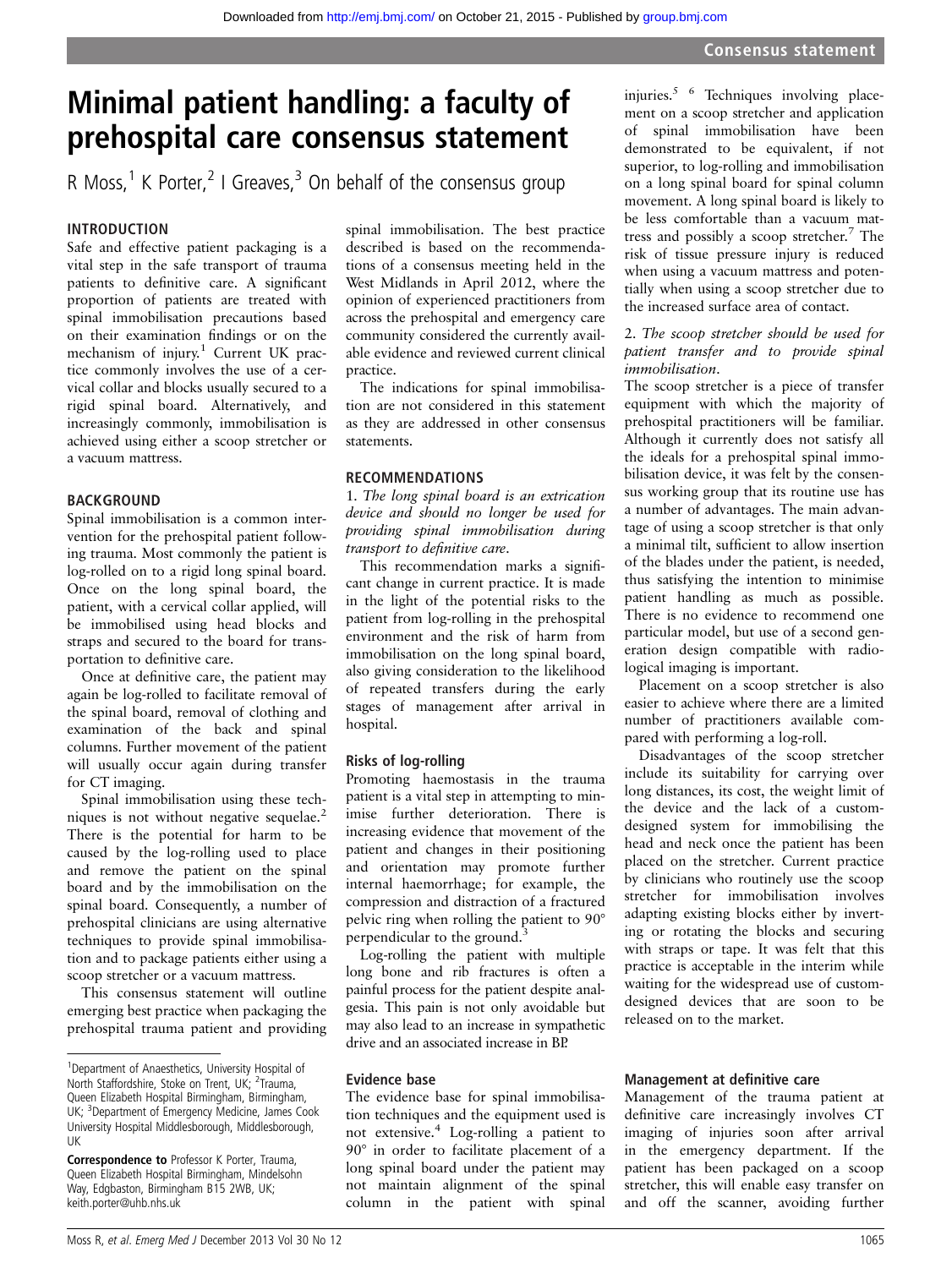# Minimal patient handling: a faculty of prehospital care consensus statement

R Moss,[1] K Porter,[2] I Greaves,[3] On behalf of the consensus group

## INTRODUCTION

Safe and effective patient packaging is a vital step in the safe transport of trauma patients to definitive care. A significant proportion of patients are treated with spinal immobilisation precautions based on their examination findings or on the mechanism of injury.[1] Current UK practice commonly involves the use of a cervical collar and blocks usually secured to a rigid spinal board. Alternatively, and increasingly commonly, immobilisation is achieved using either a scoop stretcher or a vacuum mattress.

## BACKGROUND

Spinal immobilisation is a common intervention for the prehospital patient following trauma. Most commonly the patient is log-rolled on to a rigid long spinal board. Once on the long spinal board, the patient, with a cervical collar applied, will be immobilised using head blocks and straps and secured to the board for transportation to definitive care.

Once at definitive care, the patient may again be log-rolled to facilitate removal of the spinal board, removal of clothing and examination of the back and spinal columns. Further movement of the patient will usually occur again during transfer for CT imaging.

Spinal immobilisation using these techniques is not without negative sequelae.[2] There is the potential for harm to be caused by the log-rolling used to place and remove the patient on the spinal board and by the immobilisation on the spinal board. Consequently, a number of prehospital clinicians are using alternative techniques to provide spinal immobilisation and to package patients either using a scoop stretcher or a vacuum mattress.

This consensus statement will outline emerging best practice when packaging the prehospital trauma patient and providing spinal immobilisation. The best practice described is based on the recommendations of a consensus meeting held in the West Midlands in April 2012, where the opinion of experienced practitioners from across the prehospital and emergency care community considered the currently available evidence and reviewed current clinical practice.

The indications for spinal immobilisation were not considered in this statement as they are addressed in other consensus statements.

## RECOMMENDATIONS

1. *The long spinal board is an extrication device and should no longer be used for providing spinal immobilisation during transport to definitive care.*

This recommendation marks a significant change in current practice. It is made in the light of the potential risks to the patient from log-rolling in the prehospital environment and the risk of harm from immobilisation on the long spinal board, also giving consideration to the likelihood of repeated transfers during the early stages of management after arrival in hospital.

### Risks of log-rolling

Promoting haemostasis in the trauma patient is a vital step in attempting to minimise further deterioration. There is increasing evidence that movement of the patient and changes in their positioning and orientation may promote further internal haemorrhage; for example, the compression and distraction of a fractured pelvic ring when rolling the patient to 90° perpendicular to the ground.[3]

Log-rolling the patient with multiple long bone and rib fractures is often a painful process for the patient despite analgesia. This pain is not only avoidable but may also lead to an increase in sympathetic drive and an associated increase in BP.

### Evidence base

The evidence base for spinal immobilisation techniques and the equipment used is not extensive.[4] Log-rolling a patient to 90° in order to facilitate placement of a long spinal board under the patient may not maintain alignment of the spinal column in the patient with spinal injuries.[5,6] Techniques involving placement on a scoop stretcher and application of spinal immobilisation have been demonstrated to be equivalent, if not superior, to log-rolling and immobilisation on a long spinal board for spinal column movement. A long spinal board is likely to be less comfortable than a vacuum mattress and possibly a scoop stretcher.[7] The risk of tissue pressure injury is reduced when using a vacuum mattress and potentially when using a scoop stretcher due to the increased surface area of contact.

2. *The scoop stretcher should be used for patient transfer and to provide spinal immobilisation.*

The scoop stretcher is a piece of transfer equipment with which the majority of prehospital practitioners will be familiar. Although it currently does not satisfy all the ideals for a prehospital spinal immobilisation device, it was felt by the consensus working group that its routine use has a number of advantages. The main advantage of using a scoop stretcher is that only a minimal tilt, sufficient to allow insertion of the blades under the patient, is needed, thus satisfying the intention to minimise patient handling as much as possible. There is no evidence to recommend one particular model, but use of a second generation design compatible with radiological imaging is important.

Placement on a scoop stretcher is also easier to achieve where there are a limited number of practitioners available compared with performing a log-roll.

Disadvantages of the scoop stretcher include its suitability for carrying over long distances, its cost, the weight limit of the device and the lack of a custom-designed system for immobilising the head and neck once the patient has been placed on the stretcher. Current practice by clinicians who routinely use the scoop stretcher for immobilisation involves adapting existing blocks either by inverting or rotating the blocks and securing with straps or tape. It was felt that this practice is acceptable in the interim while waiting for the widespread use of custom-designed devices that are soon to be released on to the market.

### Management at definitive care

Management of the trauma patient at definitive care increasingly involves CT imaging of injuries soon after arrival in the emergency department. If the patient has been packaged on a scoop stretcher, this will enable easy transfer on and off the scanner, avoiding further

[1]Department of Anaesthetics, University Hospital of North Staffordshire, Stoke on Trent, UK; [2]Trauma, Queen Elizabeth Hospital Birmingham, Birmingham, UK; [3]Department of Emergency Medicine, James Cook University Hospital Middlesborough, Middlesborough, UK

**Correspondence to** Professor K Porter, Trauma, Queen Elizabeth Hospital Birmingham, Mindelsohn Way, Edgbaston, Birmingham B15 2WB, UK; keith.porter@uhb.nhs.uk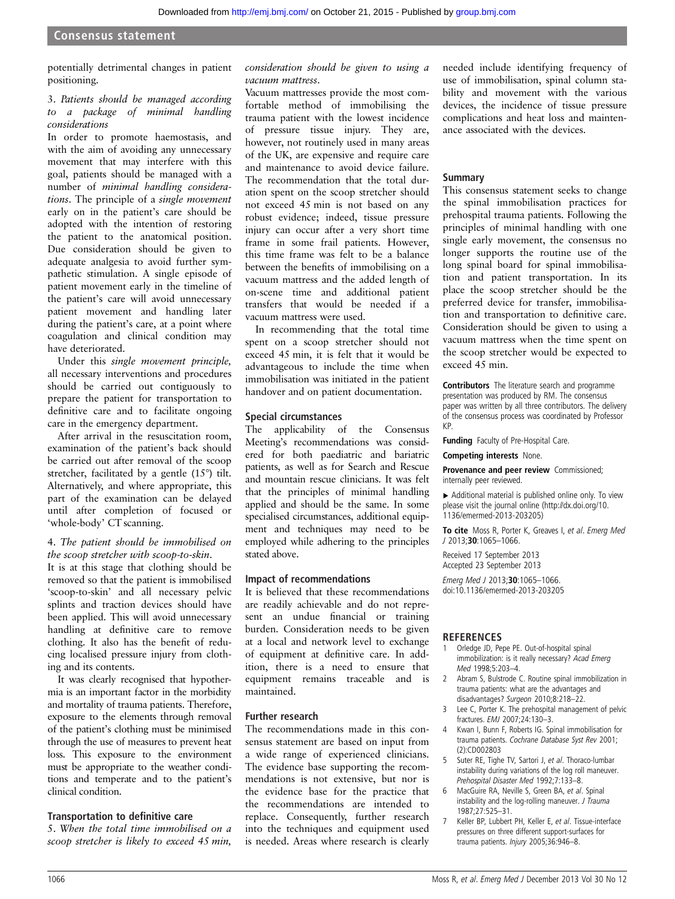potentially detrimental changes in patient positioning.

3. *Patients should be managed according to a package of minimal handling considerations*

In order to promote haemostasis, and with the aim of avoiding any unnecessary movement that may interfere with this goal, patients should be managed with a number of *minimal handling considerations*. The principle of a *single movement* early on in the patient's care should be adopted with the intention of restoring the patient to the anatomical position. Due consideration should be given to adequate analgesia to avoid further sympathetic stimulation. A single episode of patient movement early in the timeline of the patient's care will avoid unnecessary patient movement and handling later during the patient's care, at a point where coagulation and clinical condition may have deteriorated.

Under this *single movement principle,* all necessary interventions and procedures should be carried out contiguously to prepare the patient for transportation to definitive care and to facilitate ongoing care in the emergency department.

After arrival in the resuscitation room, examination of the patient's back should be carried out after removal of the scoop stretcher, facilitated by a gentle (15°) tilt. Alternatively, and where appropriate, this part of the examination can be delayed until after completion of focused or 'whole-body' CT scanning.

4. *The patient should be immobilised on the scoop stretcher with scoop-to-skin*.

It is at this stage that clothing should be removed so that the patient is immobilised 'scoop-to-skin' and all necessary pelvic splints and traction devices should have been applied. This will avoid unnecessary handling at definitive care to remove clothing. It also has the benefit of reducing localised pressure injury from clothing and its contents.

It was clearly recognised that hypothermia is an important factor in the morbidity and mortality of trauma patients. Therefore, exposure to the elements through removal of the patient's clothing must be minimised through the use of measures to prevent heat loss. This exposure to the environment must be appropriate to the weather conditions and temperate and to the patient's clinical condition.

## Transportation to definitive care

5. *When the total time immobilised on a scoop stretcher is likely to exceed 45 min, consideration should be given to using a vacuum mattress*.

Vacuum mattresses provide the most comfortable method of immobilising the trauma patient with the lowest incidence of pressure tissue injury. They are, however, not routinely used in many areas of the UK, are expensive and require care and maintenance to avoid device failure. The recommendation that the total duration spent on the scoop stretcher should not exceed 45 min is not based on any robust evidence; indeed, tissue pressure injury can occur after a very short time frame in some frail patients. However, this time frame was felt to be a balance between the benefits of immobilising on a vacuum mattress and the added length of on-scene time and additional patient transfers that would be needed if a vacuum mattress were used.

In recommending that the total time spent on a scoop stretcher should not exceed 45 min, it is felt that it would be advantageous to include the time when immobilisation was initiated in the patient handover and on patient documentation.

## Special circumstances

The applicability of the Consensus Meeting's recommendations was considered for both paediatric and bariatric patients, as well as for Search and Rescue and mountain rescue clinicians. It was felt that the principles of minimal handling applied and should be the same. In some specialised circumstances, additional equipment and techniques may need to be employed while adhering to the principles stated above.

## Impact of recommendations

It is believed that these recommendations are readily achievable and do not represent an undue financial or training burden. Consideration needs to be given at a local and network level to exchange of equipment at definitive care. In addition, there is a need to ensure that equipment remains traceable and is maintained.

## Further research

The recommendations made in this consensus statement are based on input from a wide range of experienced clinicians. The evidence base supporting the recommendations is not extensive, but nor is the evidence base for the practice that the recommendations are intended to replace. Consequently, further research into the techniques and equipment used is needed. Areas where research is clearly needed include identifying frequency of use of immobilisation, spinal column stability and movement with the various devices, the incidence of tissue pressure complications and heat loss and maintenance associated with the devices.

## Summary

This consensus statement seeks to change the spinal immobilisation practices for prehospital trauma patients. Following the principles of minimal handling with one single early movement, the consensus no longer supports the routine use of the long spinal board for spinal immobilisation and patient transportation. In its place the scoop stretcher should be the preferred device for transfer, immobilisation and transportation to definitive care. Consideration should be given to using a vacuum mattress when the time spent on the scoop stretcher would be expected to exceed 45 min.

**Contributors** The literature search and programme presentation was produced by RM. The consensus paper was written by all three contributors. The delivery of the consensus process was coordinated by Professor KP.

**Funding** Faculty of Pre-Hospital Care.

**Competing interests** None.

**Provenance and peer review** Commissioned; internally peer reviewed.

▸ Additional material is published online only. To view please visit the journal online (http://dx.doi.org/10.1136/emermed-2013-203205)

**To cite** Moss R, Porter K, Greaves I, *et al*. *Emerg Med J* 2013;**30**:1065–1066.

Received 17 September 2013
Accepted 23 September 2013

*Emerg Med J* 2013;**30**:1065–1066.
doi:10.1136/emermed-2013-203205

## REFERENCES

1. Orledge JD, Pepe PE. Out-of-hospital spinal immobilization: is it really necessary? *Acad Emerg Med* 1998;5:203–4.
2. Abram S, Bulstrode C. Routine spinal immobilization in trauma patients: what are the advantages and disadvantages? *Surgeon* 2010;8:218–22.
3. Lee C, Porter K. The prehospital management of pelvic fractures. *EMJ* 2007;24:130–3.
4. Kwan I, Bunn F, Roberts IG. Spinal immobilisation for trauma patients. *Cochrane Database Syst Rev* 2001;(2):CD002803
5. Suter RE, Tighe TV, Sartori J, *et al*. Thoraco-lumbar instability during variations of the log roll maneuver. *Prehospital Disaster Med* 1992;7:133–8.
6. MacGuire RA, Neville S, Green BA, *et al*. Spinal instability and the log-rolling maneuver. *J Trauma* 1987;27:525–31.
7. Keller BP, Lubbert PH, Keller E, *et al*. Tissue-interface pressures on three different support-surfaces for trauma patients. *Injury* 2005;36:946–8.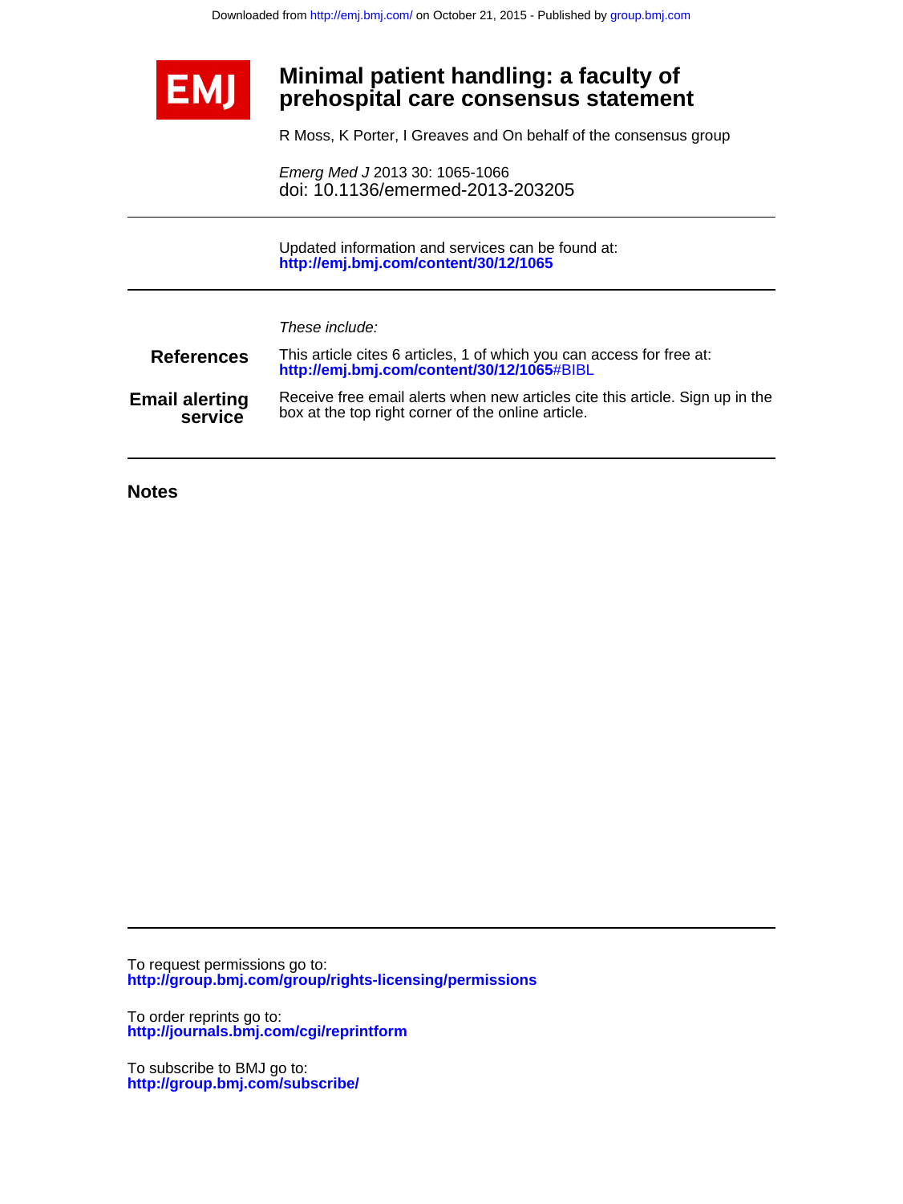EMJ

# Minimal patient handling: a faculty of prehospital care consensus statement

R Moss, K Porter, I Greaves and On behalf of the consensus group

*Emerg Med J* 2013 30: 1065-1066
doi: 10.1136/emermed-2013-203205

Updated information and services can be found at:
**http://emj.bmj.com/content/30/12/1065**

*These include:*

**References** This article cites 6 articles, 1 of which you can access for free at:
**http://emj.bmj.com/content/30/12/1065**#BIBL

**Email alerting service** Receive free email alerts when new articles cite this article. Sign up in the box at the top right corner of the online article.

## Notes

To request permissions go to:
**http://group.bmj.com/group/rights-licensing/permissions**

To order reprints go to:
**http://journals.bmj.com/cgi/reprintform**

To subscribe to BMJ go to:
**http://group.bmj.com/subscribe/**